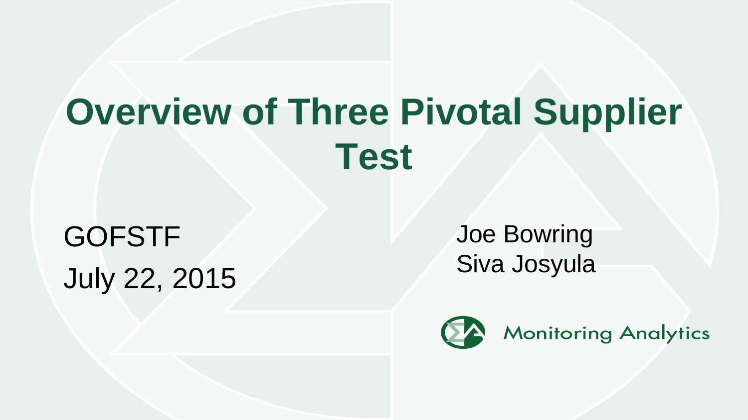# Overview of Three Pivotal Supplier Test

GOFSTF

July 22, 2015

Joe Bowring

Siva Josyula

Monitoring Analytics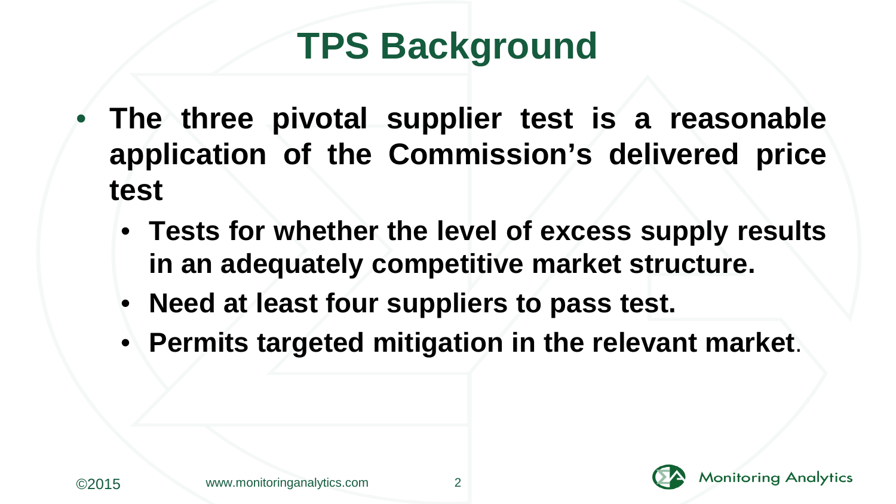# TPS Background

- **The three pivotal supplier test is a reasonable application of the Commission's delivered price test**
  - **Tests for whether the level of excess supply results in an adequately competitive market structure.**
  - **Need at least four suppliers to pass test.**
  - **Permits targeted mitigation in the relevant market**.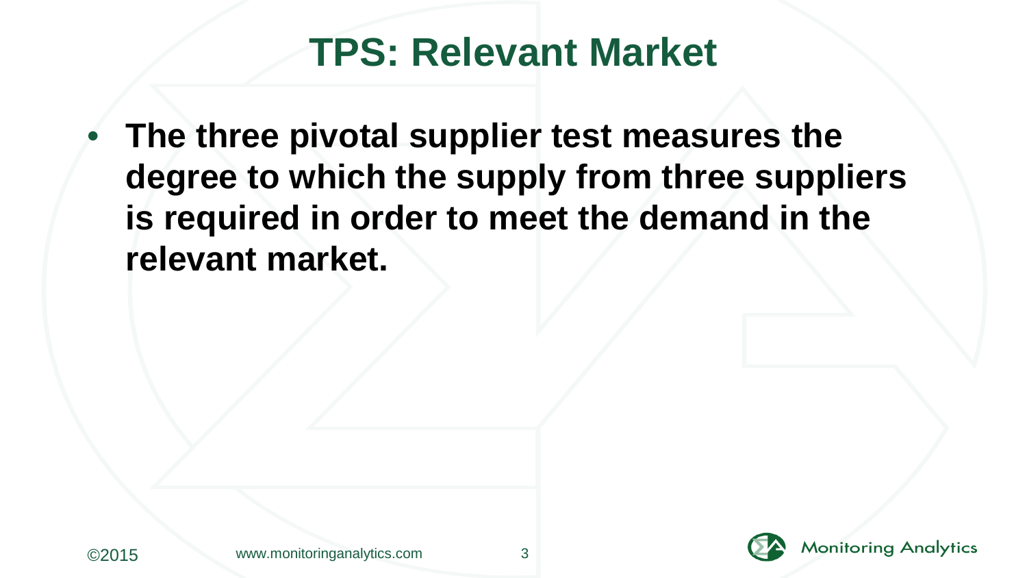# TPS: Relevant Market

- **The three pivotal supplier test measures the degree to which the supply from three suppliers is required in order to meet the demand in the relevant market.**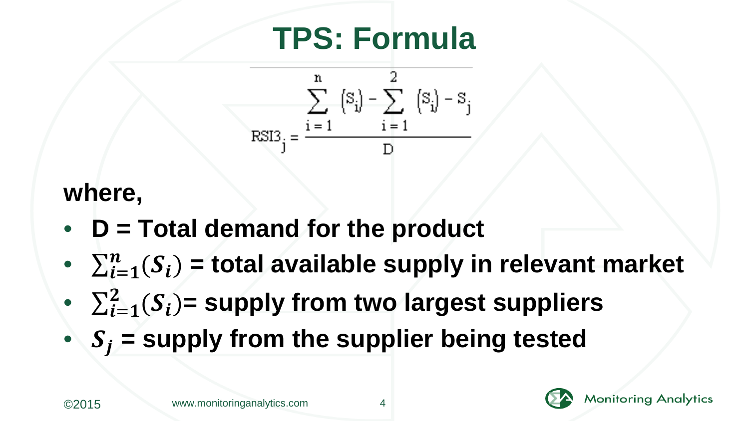# TPS: Formula

$$RSI3_j = \frac{\sum_{i=1}^{n} (S_i) - \sum_{i=1}^{2} (S_i) - S_j}{D}$$

**where,**

- **D = Total demand for the product**
- $\sum_{i=1}^{n}(S_i)$ **= total available supply in relevant market**
- $\sum_{i=1}^{2}(S_i)$**= supply from two largest suppliers**
- $S_j$ **= supply from the supplier being tested**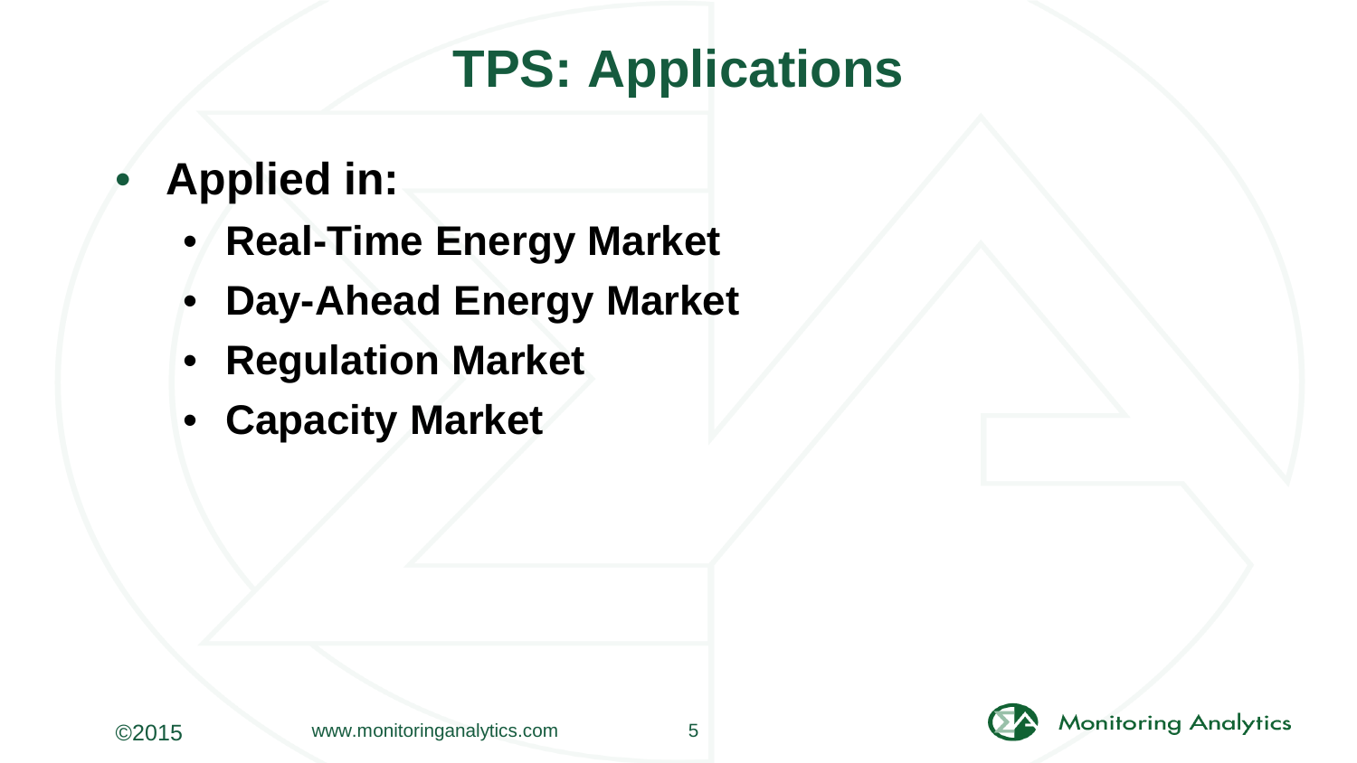# TPS: Applications

- **Applied in:**
  - **Real-Time Energy Market**
  - **Day-Ahead Energy Market**
  - **Regulation Market**
  - **Capacity Market**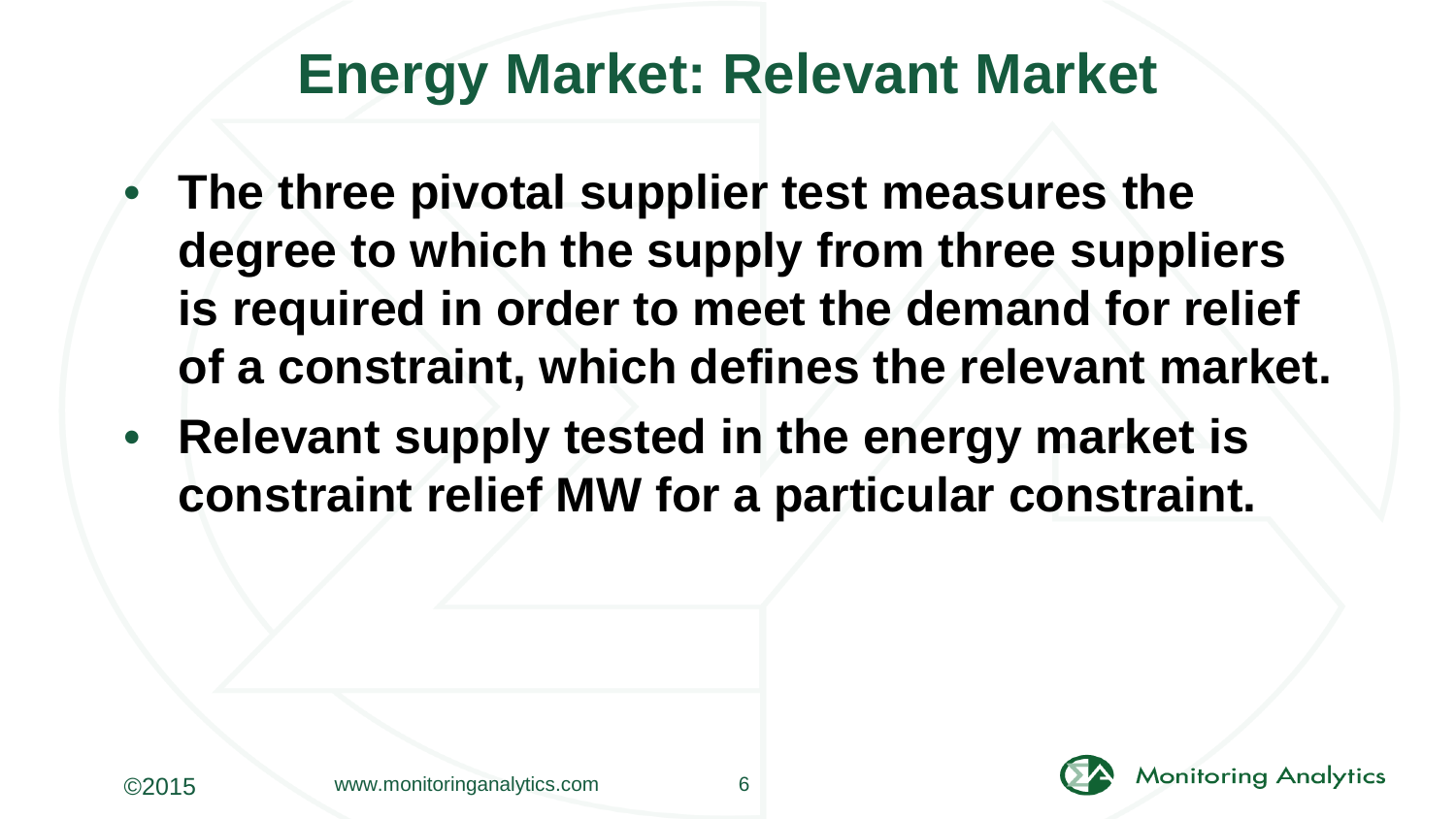# Energy Market: Relevant Market

- **The three pivotal supplier test measures the degree to which the supply from three suppliers is required in order to meet the demand for relief of a constraint, which defines the relevant market.**
- **Relevant supply tested in the energy market is constraint relief MW for a particular constraint.**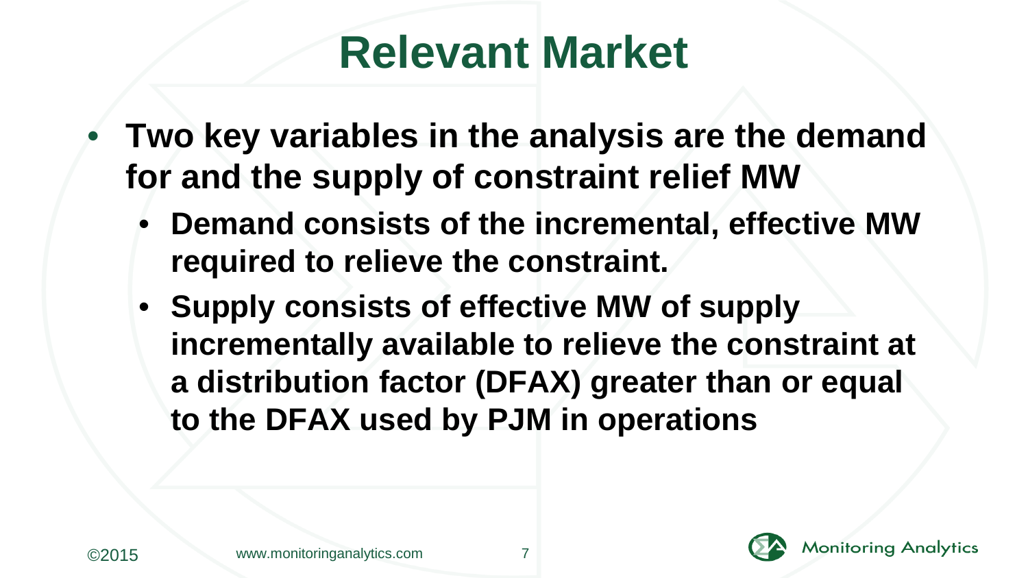# Relevant Market

- **Two key variables in the analysis are the demand for and the supply of constraint relief MW**
  - **Demand consists of the incremental, effective MW required to relieve the constraint.**
  - **Supply consists of effective MW of supply incrementally available to relieve the constraint at a distribution factor (DFAX) greater than or equal to the DFAX used by PJM in operations**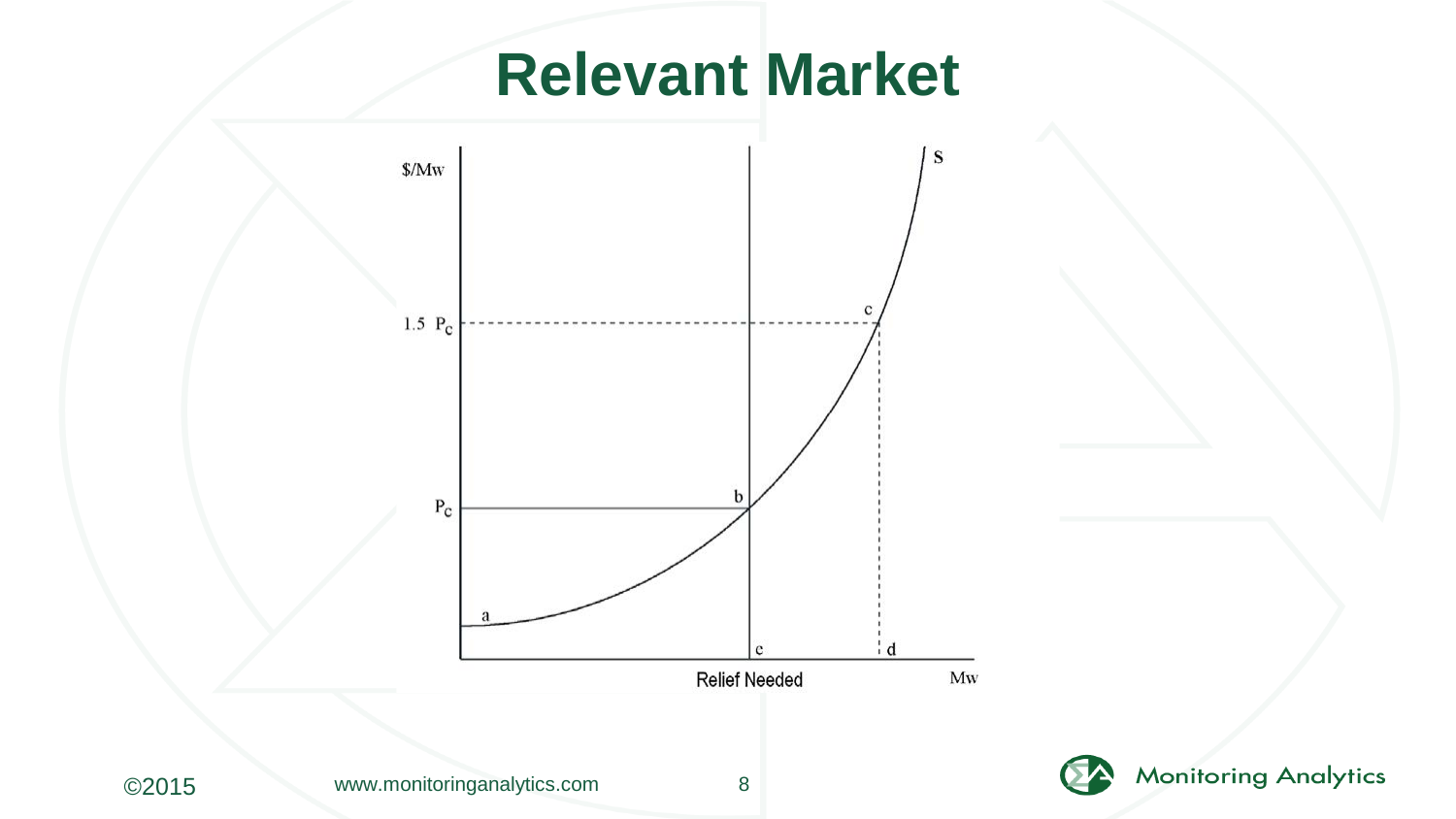# Relevant Market

$/Mw

S

1.5 $P_c$

c

b

$P_c$

a

e

d

Relief Needed

Mw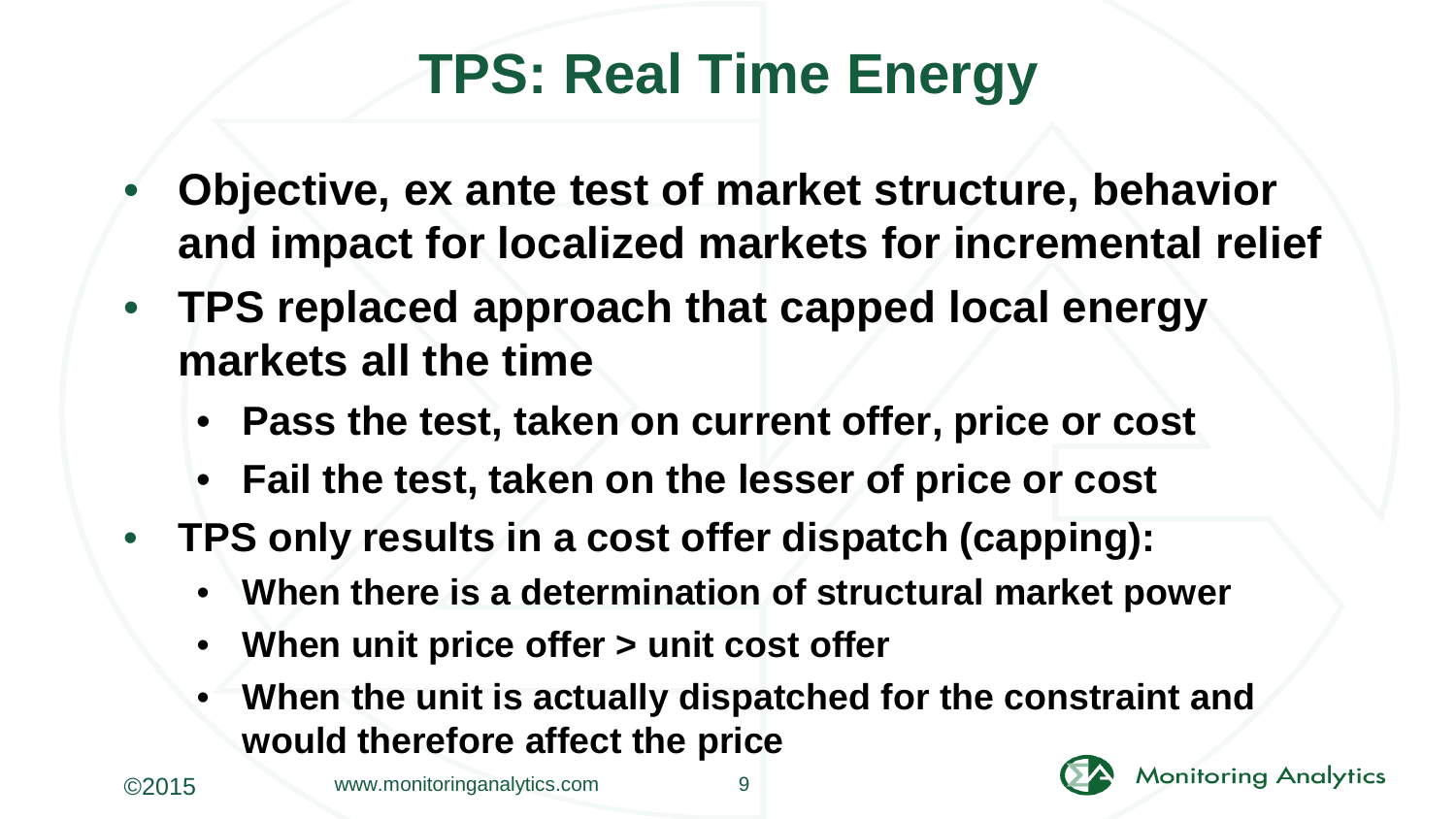# TPS: Real Time Energy

- Objective, ex ante test of market structure, behavior and impact for localized markets for incremental relief
- TPS replaced approach that capped local energy markets all the time
  - Pass the test, taken on current offer, price or cost
  - Fail the test, taken on the lesser of price or cost
- TPS only results in a cost offer dispatch (capping):
  - When there is a determination of structural market power
  - When unit price offer > unit cost offer
  - When the unit is actually dispatched for the constraint and would therefore affect the price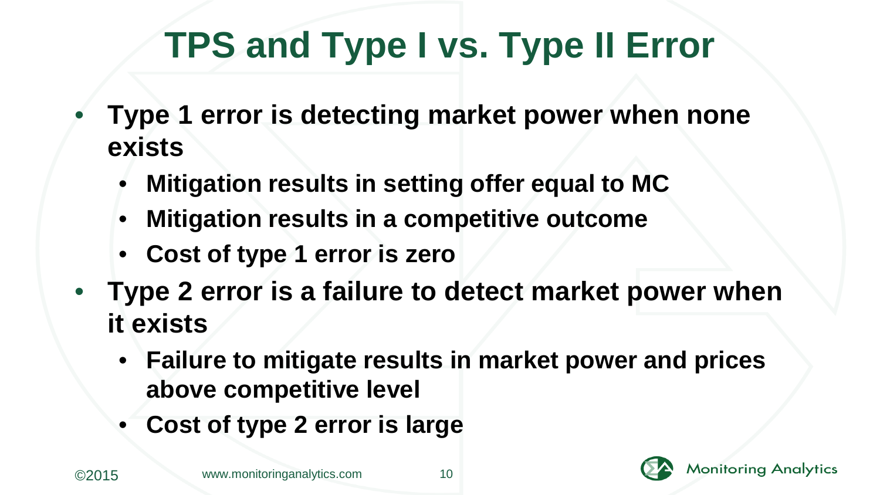# TPS and Type I vs. Type II Error

- **Type 1 error is detecting market power when none exists**
  - **Mitigation results in setting offer equal to MC**
  - **Mitigation results in a competitive outcome**
  - **Cost of type 1 error is zero**
- **Type 2 error is a failure to detect market power when it exists**
  - **Failure to mitigate results in market power and prices above competitive level**
  - **Cost of type 2 error is large**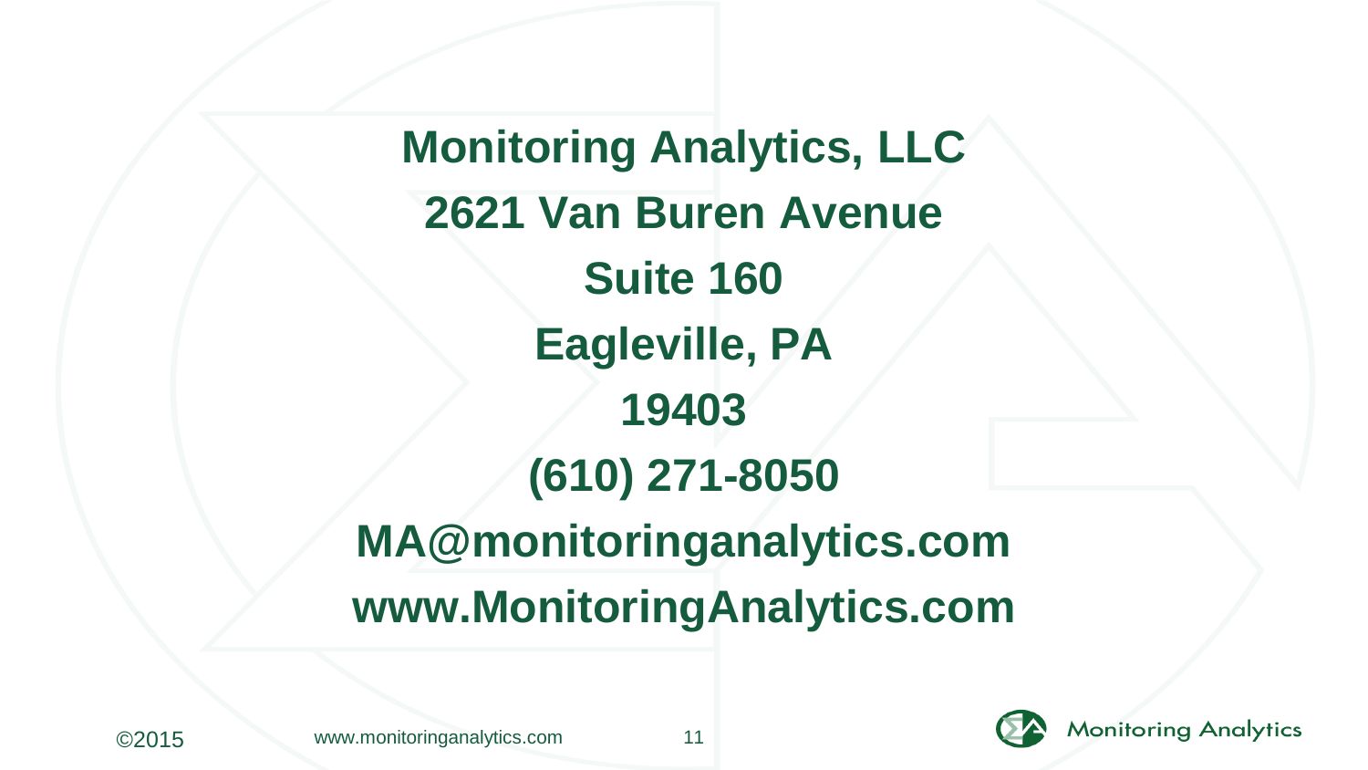**Monitoring Analytics, LLC**

**2621 Van Buren Avenue**

**Suite 160**

**Eagleville, PA**

**19403**

**(610) 271-8050**

**MA@monitoringanalytics.com**

**www.MonitoringAnalytics.com**